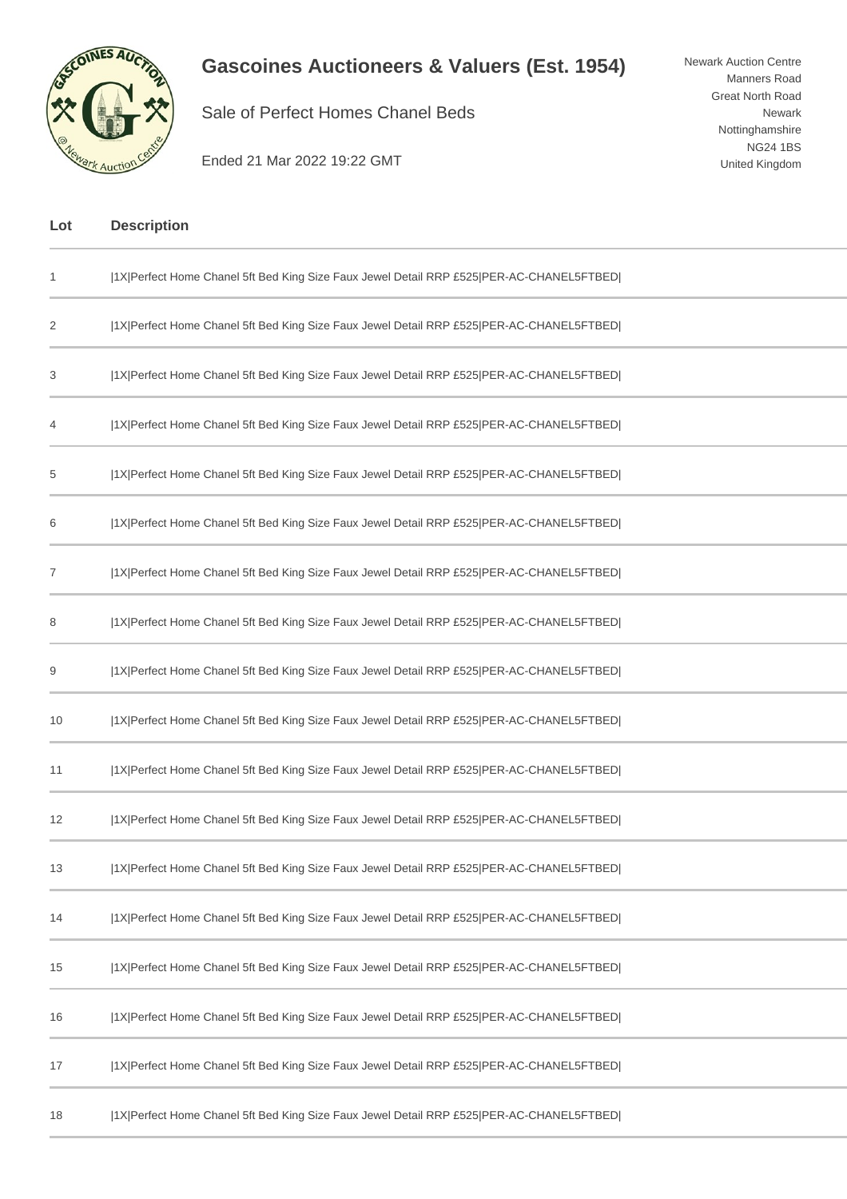# Gascoines Auctioneers & Valuers (Est. 1954)

Sale of Perfect Homes Chanel Beds

Ended 21 Mar 2022 19:22 GMT

Newark Auction Centre
Manners Road
Great North Road
Newark
Nottinghamshire
NG24 1BS
United Kingdom

| Lot | Description |
| --- | --- |
| 1 | \|1X\|Perfect Home Chanel 5ft Bed King Size Faux Jewel Detail RRP £525\|PER-AC-CHANEL5FTBED\| |
| 2 | \|1X\|Perfect Home Chanel 5ft Bed King Size Faux Jewel Detail RRP £525\|PER-AC-CHANEL5FTBED\| |
| 3 | \|1X\|Perfect Home Chanel 5ft Bed King Size Faux Jewel Detail RRP £525\|PER-AC-CHANEL5FTBED\| |
| 4 | \|1X\|Perfect Home Chanel 5ft Bed King Size Faux Jewel Detail RRP £525\|PER-AC-CHANEL5FTBED\| |
| 5 | \|1X\|Perfect Home Chanel 5ft Bed King Size Faux Jewel Detail RRP £525\|PER-AC-CHANEL5FTBED\| |
| 6 | \|1X\|Perfect Home Chanel 5ft Bed King Size Faux Jewel Detail RRP £525\|PER-AC-CHANEL5FTBED\| |
| 7 | \|1X\|Perfect Home Chanel 5ft Bed King Size Faux Jewel Detail RRP £525\|PER-AC-CHANEL5FTBED\| |
| 8 | \|1X\|Perfect Home Chanel 5ft Bed King Size Faux Jewel Detail RRP £525\|PER-AC-CHANEL5FTBED\| |
| 9 | \|1X\|Perfect Home Chanel 5ft Bed King Size Faux Jewel Detail RRP £525\|PER-AC-CHANEL5FTBED\| |
| 10 | \|1X\|Perfect Home Chanel 5ft Bed King Size Faux Jewel Detail RRP £525\|PER-AC-CHANEL5FTBED\| |
| 11 | \|1X\|Perfect Home Chanel 5ft Bed King Size Faux Jewel Detail RRP £525\|PER-AC-CHANEL5FTBED\| |
| 12 | \|1X\|Perfect Home Chanel 5ft Bed King Size Faux Jewel Detail RRP £525\|PER-AC-CHANEL5FTBED\| |
| 13 | \|1X\|Perfect Home Chanel 5ft Bed King Size Faux Jewel Detail RRP £525\|PER-AC-CHANEL5FTBED\| |
| 14 | \|1X\|Perfect Home Chanel 5ft Bed King Size Faux Jewel Detail RRP £525\|PER-AC-CHANEL5FTBED\| |
| 15 | \|1X\|Perfect Home Chanel 5ft Bed King Size Faux Jewel Detail RRP £525\|PER-AC-CHANEL5FTBED\| |
| 16 | \|1X\|Perfect Home Chanel 5ft Bed King Size Faux Jewel Detail RRP £525\|PER-AC-CHANEL5FTBED\| |
| 17 | \|1X\|Perfect Home Chanel 5ft Bed King Size Faux Jewel Detail RRP £525\|PER-AC-CHANEL5FTBED\| |
| 18 | \|1X\|Perfect Home Chanel 5ft Bed King Size Faux Jewel Detail RRP £525\|PER-AC-CHANEL5FTBED\| |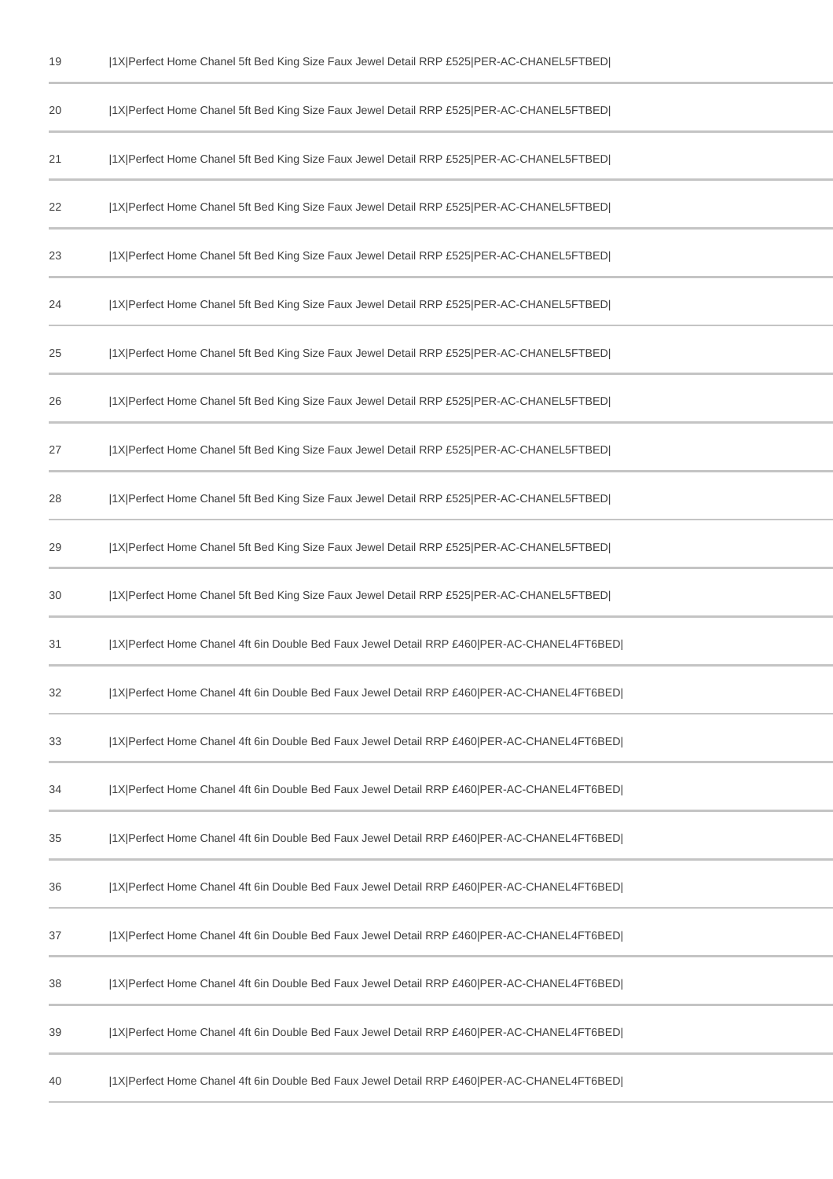| | |
|---|---|
| 19 | \|1X\|Perfect Home Chanel 5ft Bed King Size Faux Jewel Detail RRP £525\|PER-AC-CHANEL5FTBED\| |
| 20 | \|1X\|Perfect Home Chanel 5ft Bed King Size Faux Jewel Detail RRP £525\|PER-AC-CHANEL5FTBED\| |
| 21 | \|1X\|Perfect Home Chanel 5ft Bed King Size Faux Jewel Detail RRP £525\|PER-AC-CHANEL5FTBED\| |
| 22 | \|1X\|Perfect Home Chanel 5ft Bed King Size Faux Jewel Detail RRP £525\|PER-AC-CHANEL5FTBED\| |
| 23 | \|1X\|Perfect Home Chanel 5ft Bed King Size Faux Jewel Detail RRP £525\|PER-AC-CHANEL5FTBED\| |
| 24 | \|1X\|Perfect Home Chanel 5ft Bed King Size Faux Jewel Detail RRP £525\|PER-AC-CHANEL5FTBED\| |
| 25 | \|1X\|Perfect Home Chanel 5ft Bed King Size Faux Jewel Detail RRP £525\|PER-AC-CHANEL5FTBED\| |
| 26 | \|1X\|Perfect Home Chanel 5ft Bed King Size Faux Jewel Detail RRP £525\|PER-AC-CHANEL5FTBED\| |
| 27 | \|1X\|Perfect Home Chanel 5ft Bed King Size Faux Jewel Detail RRP £525\|PER-AC-CHANEL5FTBED\| |
| 28 | \|1X\|Perfect Home Chanel 5ft Bed King Size Faux Jewel Detail RRP £525\|PER-AC-CHANEL5FTBED\| |
| 29 | \|1X\|Perfect Home Chanel 5ft Bed King Size Faux Jewel Detail RRP £525\|PER-AC-CHANEL5FTBED\| |
| 30 | \|1X\|Perfect Home Chanel 5ft Bed King Size Faux Jewel Detail RRP £525\|PER-AC-CHANEL5FTBED\| |
| 31 | \|1X\|Perfect Home Chanel 4ft 6in Double Bed Faux Jewel Detail RRP £460\|PER-AC-CHANEL4FT6BED\| |
| 32 | \|1X\|Perfect Home Chanel 4ft 6in Double Bed Faux Jewel Detail RRP £460\|PER-AC-CHANEL4FT6BED\| |
| 33 | \|1X\|Perfect Home Chanel 4ft 6in Double Bed Faux Jewel Detail RRP £460\|PER-AC-CHANEL4FT6BED\| |
| 34 | \|1X\|Perfect Home Chanel 4ft 6in Double Bed Faux Jewel Detail RRP £460\|PER-AC-CHANEL4FT6BED\| |
| 35 | \|1X\|Perfect Home Chanel 4ft 6in Double Bed Faux Jewel Detail RRP £460\|PER-AC-CHANEL4FT6BED\| |
| 36 | \|1X\|Perfect Home Chanel 4ft 6in Double Bed Faux Jewel Detail RRP £460\|PER-AC-CHANEL4FT6BED\| |
| 37 | \|1X\|Perfect Home Chanel 4ft 6in Double Bed Faux Jewel Detail RRP £460\|PER-AC-CHANEL4FT6BED\| |
| 38 | \|1X\|Perfect Home Chanel 4ft 6in Double Bed Faux Jewel Detail RRP £460\|PER-AC-CHANEL4FT6BED\| |
| 39 | \|1X\|Perfect Home Chanel 4ft 6in Double Bed Faux Jewel Detail RRP £460\|PER-AC-CHANEL4FT6BED\| |
| 40 | \|1X\|Perfect Home Chanel 4ft 6in Double Bed Faux Jewel Detail RRP £460\|PER-AC-CHANEL4FT6BED\| |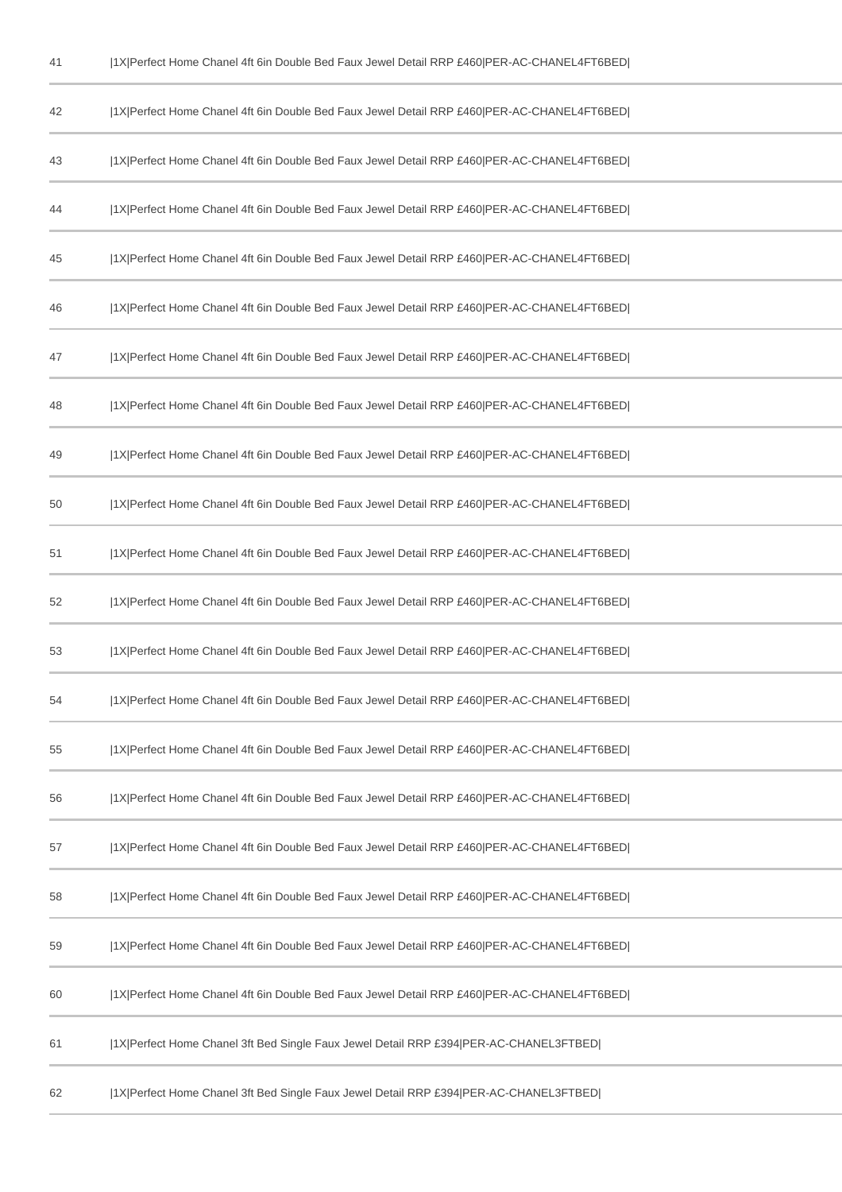| | |
|---|---|
| 41 | \|1X\|Perfect Home Chanel 4ft 6in Double Bed Faux Jewel Detail RRP £460\|PER-AC-CHANEL4FT6BED\| |
| 42 | \|1X\|Perfect Home Chanel 4ft 6in Double Bed Faux Jewel Detail RRP £460\|PER-AC-CHANEL4FT6BED\| |
| 43 | \|1X\|Perfect Home Chanel 4ft 6in Double Bed Faux Jewel Detail RRP £460\|PER-AC-CHANEL4FT6BED\| |
| 44 | \|1X\|Perfect Home Chanel 4ft 6in Double Bed Faux Jewel Detail RRP £460\|PER-AC-CHANEL4FT6BED\| |
| 45 | \|1X\|Perfect Home Chanel 4ft 6in Double Bed Faux Jewel Detail RRP £460\|PER-AC-CHANEL4FT6BED\| |
| 46 | \|1X\|Perfect Home Chanel 4ft 6in Double Bed Faux Jewel Detail RRP £460\|PER-AC-CHANEL4FT6BED\| |
| 47 | \|1X\|Perfect Home Chanel 4ft 6in Double Bed Faux Jewel Detail RRP £460\|PER-AC-CHANEL4FT6BED\| |
| 48 | \|1X\|Perfect Home Chanel 4ft 6in Double Bed Faux Jewel Detail RRP £460\|PER-AC-CHANEL4FT6BED\| |
| 49 | \|1X\|Perfect Home Chanel 4ft 6in Double Bed Faux Jewel Detail RRP £460\|PER-AC-CHANEL4FT6BED\| |
| 50 | \|1X\|Perfect Home Chanel 4ft 6in Double Bed Faux Jewel Detail RRP £460\|PER-AC-CHANEL4FT6BED\| |
| 51 | \|1X\|Perfect Home Chanel 4ft 6in Double Bed Faux Jewel Detail RRP £460\|PER-AC-CHANEL4FT6BED\| |
| 52 | \|1X\|Perfect Home Chanel 4ft 6in Double Bed Faux Jewel Detail RRP £460\|PER-AC-CHANEL4FT6BED\| |
| 53 | \|1X\|Perfect Home Chanel 4ft 6in Double Bed Faux Jewel Detail RRP £460\|PER-AC-CHANEL4FT6BED\| |
| 54 | \|1X\|Perfect Home Chanel 4ft 6in Double Bed Faux Jewel Detail RRP £460\|PER-AC-CHANEL4FT6BED\| |
| 55 | \|1X\|Perfect Home Chanel 4ft 6in Double Bed Faux Jewel Detail RRP £460\|PER-AC-CHANEL4FT6BED\| |
| 56 | \|1X\|Perfect Home Chanel 4ft 6in Double Bed Faux Jewel Detail RRP £460\|PER-AC-CHANEL4FT6BED\| |
| 57 | \|1X\|Perfect Home Chanel 4ft 6in Double Bed Faux Jewel Detail RRP £460\|PER-AC-CHANEL4FT6BED\| |
| 58 | \|1X\|Perfect Home Chanel 4ft 6in Double Bed Faux Jewel Detail RRP £460\|PER-AC-CHANEL4FT6BED\| |
| 59 | \|1X\|Perfect Home Chanel 4ft 6in Double Bed Faux Jewel Detail RRP £460\|PER-AC-CHANEL4FT6BED\| |
| 60 | \|1X\|Perfect Home Chanel 4ft 6in Double Bed Faux Jewel Detail RRP £460\|PER-AC-CHANEL4FT6BED\| |
| 61 | \|1X\|Perfect Home Chanel 3ft Bed Single Faux Jewel Detail RRP £394\|PER-AC-CHANEL3FTBED\| |
| 62 | \|1X\|Perfect Home Chanel 3ft Bed Single Faux Jewel Detail RRP £394\|PER-AC-CHANEL3FTBED\| |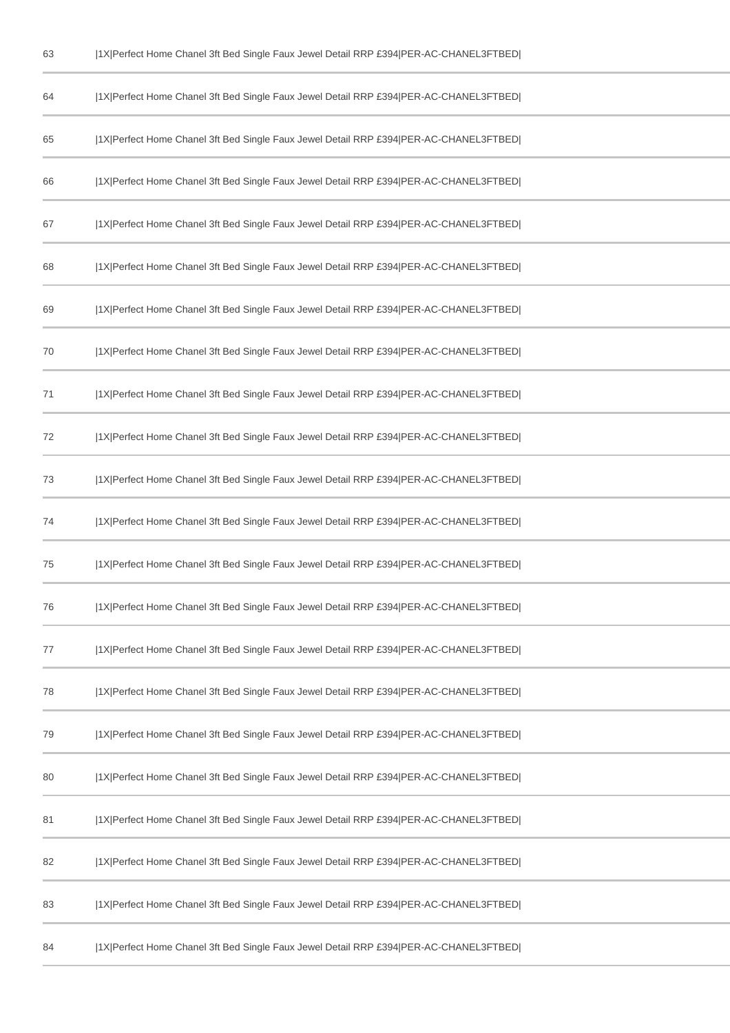| | |
|---|---|
| 63 | \|1X\|Perfect Home Chanel 3ft Bed Single Faux Jewel Detail RRP £394\|PER-AC-CHANEL3FTBED\| |
| 64 | \|1X\|Perfect Home Chanel 3ft Bed Single Faux Jewel Detail RRP £394\|PER-AC-CHANEL3FTBED\| |
| 65 | \|1X\|Perfect Home Chanel 3ft Bed Single Faux Jewel Detail RRP £394\|PER-AC-CHANEL3FTBED\| |
| 66 | \|1X\|Perfect Home Chanel 3ft Bed Single Faux Jewel Detail RRP £394\|PER-AC-CHANEL3FTBED\| |
| 67 | \|1X\|Perfect Home Chanel 3ft Bed Single Faux Jewel Detail RRP £394\|PER-AC-CHANEL3FTBED\| |
| 68 | \|1X\|Perfect Home Chanel 3ft Bed Single Faux Jewel Detail RRP £394\|PER-AC-CHANEL3FTBED\| |
| 69 | \|1X\|Perfect Home Chanel 3ft Bed Single Faux Jewel Detail RRP £394\|PER-AC-CHANEL3FTBED\| |
| 70 | \|1X\|Perfect Home Chanel 3ft Bed Single Faux Jewel Detail RRP £394\|PER-AC-CHANEL3FTBED\| |
| 71 | \|1X\|Perfect Home Chanel 3ft Bed Single Faux Jewel Detail RRP £394\|PER-AC-CHANEL3FTBED\| |
| 72 | \|1X\|Perfect Home Chanel 3ft Bed Single Faux Jewel Detail RRP £394\|PER-AC-CHANEL3FTBED\| |
| 73 | \|1X\|Perfect Home Chanel 3ft Bed Single Faux Jewel Detail RRP £394\|PER-AC-CHANEL3FTBED\| |
| 74 | \|1X\|Perfect Home Chanel 3ft Bed Single Faux Jewel Detail RRP £394\|PER-AC-CHANEL3FTBED\| |
| 75 | \|1X\|Perfect Home Chanel 3ft Bed Single Faux Jewel Detail RRP £394\|PER-AC-CHANEL3FTBED\| |
| 76 | \|1X\|Perfect Home Chanel 3ft Bed Single Faux Jewel Detail RRP £394\|PER-AC-CHANEL3FTBED\| |
| 77 | \|1X\|Perfect Home Chanel 3ft Bed Single Faux Jewel Detail RRP £394\|PER-AC-CHANEL3FTBED\| |
| 78 | \|1X\|Perfect Home Chanel 3ft Bed Single Faux Jewel Detail RRP £394\|PER-AC-CHANEL3FTBED\| |
| 79 | \|1X\|Perfect Home Chanel 3ft Bed Single Faux Jewel Detail RRP £394\|PER-AC-CHANEL3FTBED\| |
| 80 | \|1X\|Perfect Home Chanel 3ft Bed Single Faux Jewel Detail RRP £394\|PER-AC-CHANEL3FTBED\| |
| 81 | \|1X\|Perfect Home Chanel 3ft Bed Single Faux Jewel Detail RRP £394\|PER-AC-CHANEL3FTBED\| |
| 82 | \|1X\|Perfect Home Chanel 3ft Bed Single Faux Jewel Detail RRP £394\|PER-AC-CHANEL3FTBED\| |
| 83 | \|1X\|Perfect Home Chanel 3ft Bed Single Faux Jewel Detail RRP £394\|PER-AC-CHANEL3FTBED\| |
| 84 | \|1X\|Perfect Home Chanel 3ft Bed Single Faux Jewel Detail RRP £394\|PER-AC-CHANEL3FTBED\| |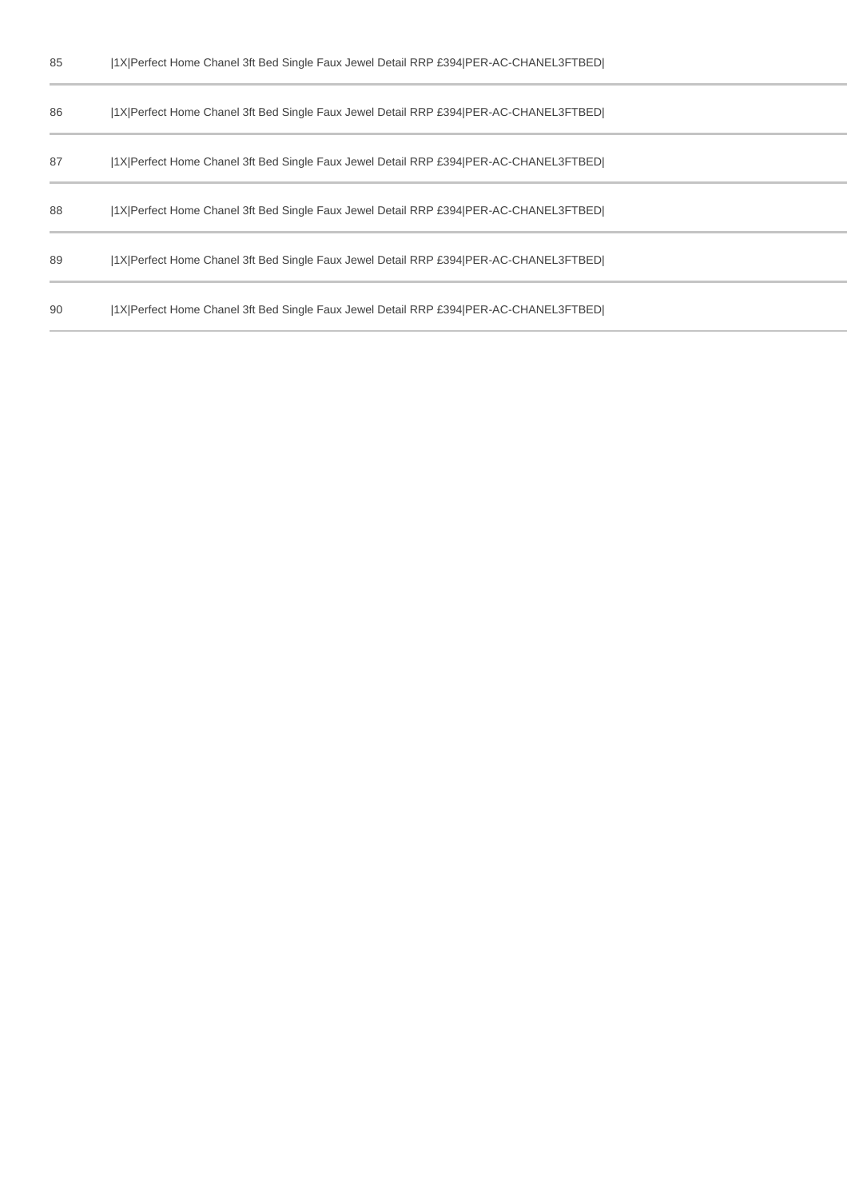| | |
|---|---|
| 85 | \|1X\|Perfect Home Chanel 3ft Bed Single Faux Jewel Detail RRP £394\|PER-AC-CHANEL3FTBED\| |
| 86 | \|1X\|Perfect Home Chanel 3ft Bed Single Faux Jewel Detail RRP £394\|PER-AC-CHANEL3FTBED\| |
| 87 | \|1X\|Perfect Home Chanel 3ft Bed Single Faux Jewel Detail RRP £394\|PER-AC-CHANEL3FTBED\| |
| 88 | \|1X\|Perfect Home Chanel 3ft Bed Single Faux Jewel Detail RRP £394\|PER-AC-CHANEL3FTBED\| |
| 89 | \|1X\|Perfect Home Chanel 3ft Bed Single Faux Jewel Detail RRP £394\|PER-AC-CHANEL3FTBED\| |
| 90 | \|1X\|Perfect Home Chanel 3ft Bed Single Faux Jewel Detail RRP £394\|PER-AC-CHANEL3FTBED\| |